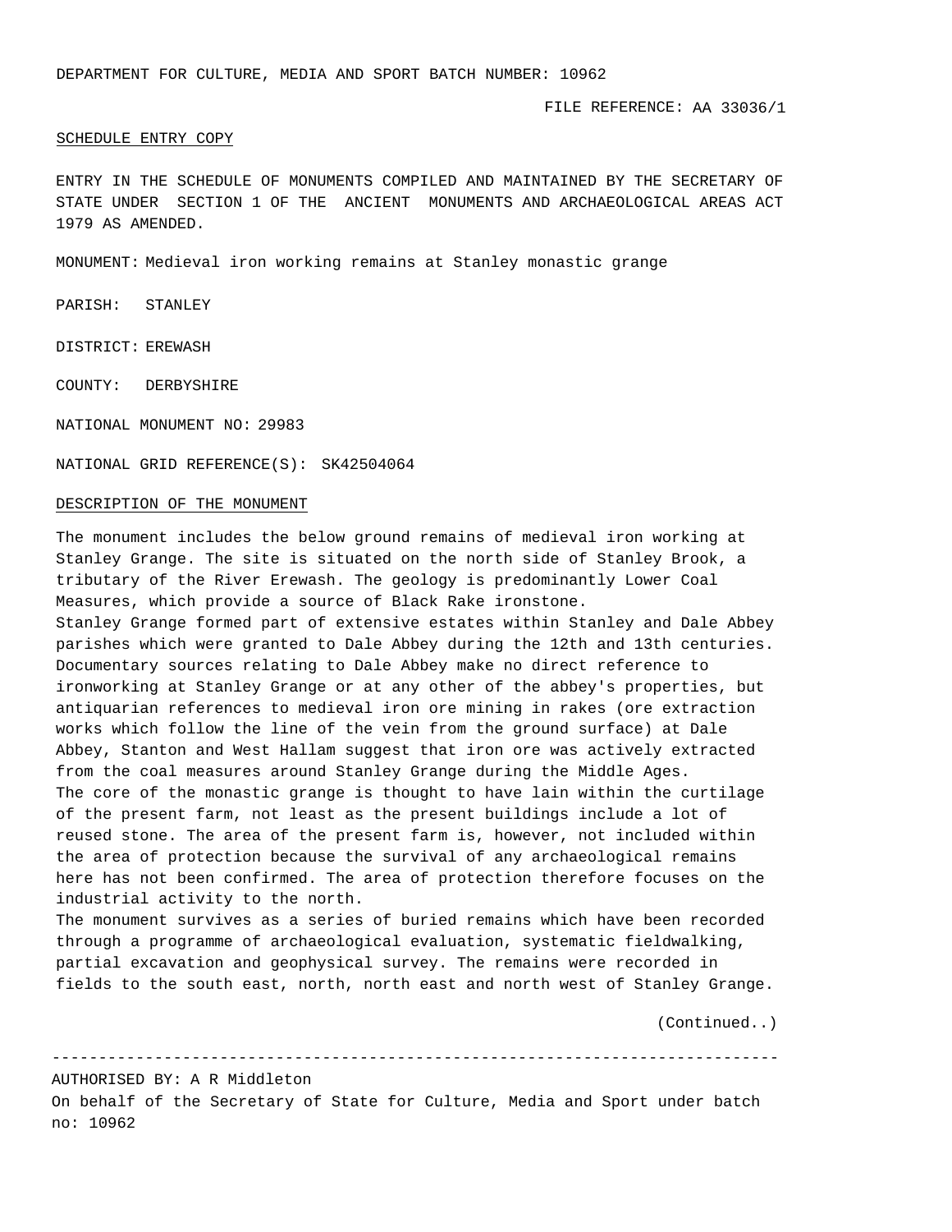DEPARTMENT FOR CULTURE, MEDIA AND SPORT BATCH NUMBER: 10962

FILE REFERENCE: AA 33036/1

SCHEDULE ENTRY COPY

ENTRY IN THE SCHEDULE OF MONUMENTS COMPILED AND MAINTAINED BY THE SECRETARY OF STATE UNDER SECTION 1 OF THE ANCIENT MONUMENTS AND ARCHAEOLOGICAL AREAS ACT 1979 AS AMENDED.

MONUMENT: Medieval iron working remains at Stanley monastic grange

PARISH: STANLEY

DISTRICT: EREWASH

COUNTY: DERBYSHIRE

NATIONAL MONUMENT NO: 29983

NATIONAL GRID REFERENCE(S): SK42504064

DESCRIPTION OF THE MONUMENT

The monument includes the below ground remains of medieval iron working at Stanley Grange. The site is situated on the north side of Stanley Brook, a tributary of the River Erewash. The geology is predominantly Lower Coal Measures, which provide a source of Black Rake ironstone.

Stanley Grange formed part of extensive estates within Stanley and Dale Abbey parishes which were granted to Dale Abbey during the 12th and 13th centuries. Documentary sources relating to Dale Abbey make no direct reference to ironworking at Stanley Grange or at any other of the abbey's properties, but antiquarian references to medieval iron ore mining in rakes (ore extraction works which follow the line of the vein from the ground surface) at Dale Abbey, Stanton and West Hallam suggest that iron ore was actively extracted from the coal measures around Stanley Grange during the Middle Ages.

The core of the monastic grange is thought to have lain within the curtilage of the present farm, not least as the present buildings include a lot of reused stone. The area of the present farm is, however, not included within the area of protection because the survival of any archaeological remains here has not been confirmed. The area of protection therefore focuses on the industrial activity to the north.

The monument survives as a series of buried remains which have been recorded through a programme of archaeological evaluation, systematic fieldwalking, partial excavation and geophysical survey. The remains were recorded in fields to the south east, north, north east and north west of Stanley Grange.

(Continued..)

---

AUTHORISED BY: A R Middleton

On behalf of the Secretary of State for Culture, Media and Sport under batch no: 10962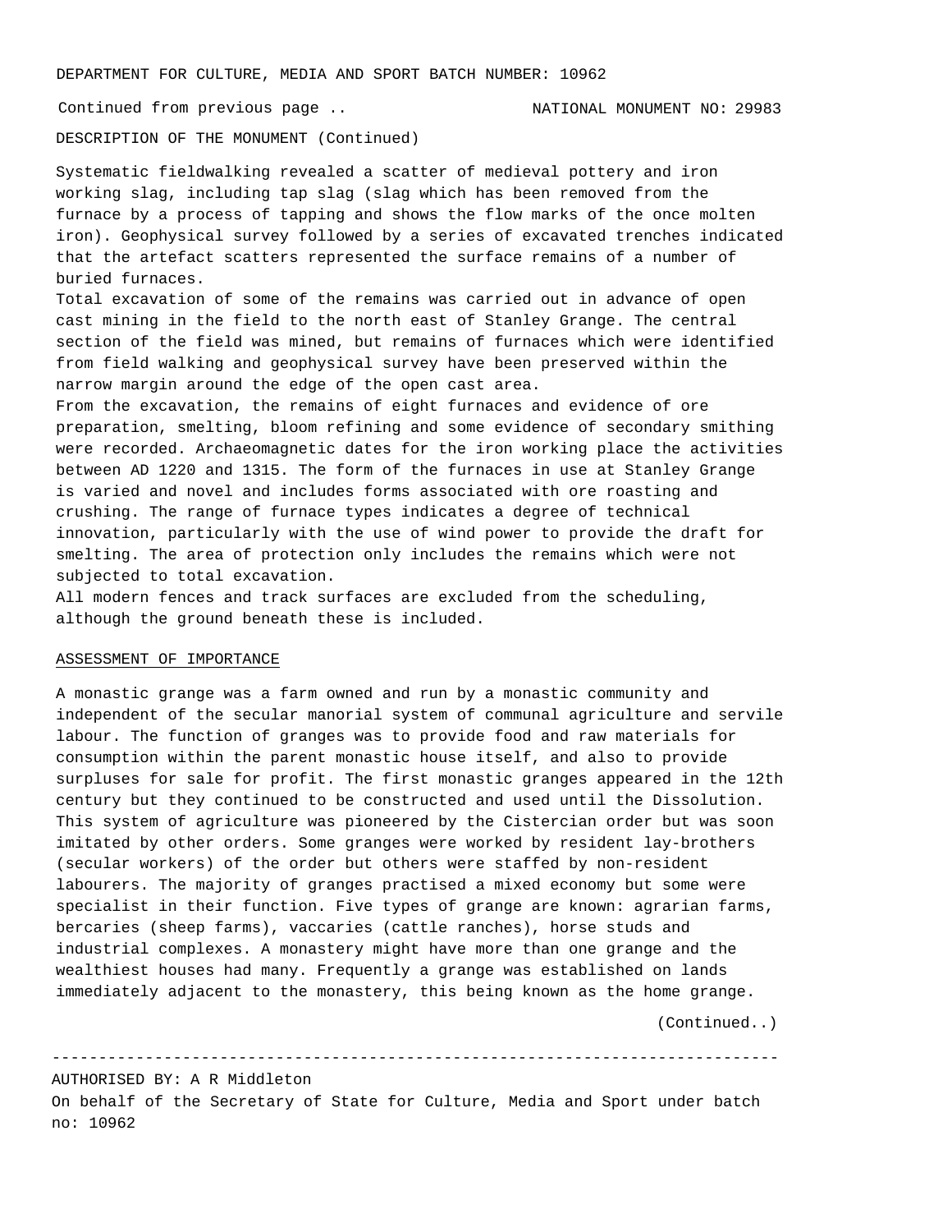Continued from previous page ..

NATIONAL MONUMENT NO: 29983

DESCRIPTION OF THE MONUMENT (Continued)

Systematic fieldwalking revealed a scatter of medieval pottery and iron working slag, including tap slag (slag which has been removed from the furnace by a process of tapping and shows the flow marks of the once molten iron). Geophysical survey followed by a series of excavated trenches indicated that the artefact scatters represented the surface remains of a number of buried furnaces.

Total excavation of some of the remains was carried out in advance of open cast mining in the field to the north east of Stanley Grange. The central section of the field was mined, but remains of furnaces which were identified from field walking and geophysical survey have been preserved within the narrow margin around the edge of the open cast area.

From the excavation, the remains of eight furnaces and evidence of ore preparation, smelting, bloom refining and some evidence of secondary smithing were recorded. Archaeomagnetic dates for the iron working place the activities between AD 1220 and 1315. The form of the furnaces in use at Stanley Grange is varied and novel and includes forms associated with ore roasting and crushing. The range of furnace types indicates a degree of technical innovation, particularly with the use of wind power to provide the draft for smelting. The area of protection only includes the remains which were not subjected to total excavation.

All modern fences and track surfaces are excluded from the scheduling, although the ground beneath these is included.

## ASSESSMENT OF IMPORTANCE

A monastic grange was a farm owned and run by a monastic community and independent of the secular manorial system of communal agriculture and servile labour. The function of granges was to provide food and raw materials for consumption within the parent monastic house itself, and also to provide surpluses for sale for profit. The first monastic granges appeared in the 12th century but they continued to be constructed and used until the Dissolution. This system of agriculture was pioneered by the Cistercian order but was soon imitated by other orders. Some granges were worked by resident lay-brothers (secular workers) of the order but others were staffed by non-resident labourers. The majority of granges practised a mixed economy but some were specialist in their function. Five types of grange are known: agrarian farms, bercaries (sheep farms), vaccaries (cattle ranches), horse studs and industrial complexes. A monastery might have more than one grange and the wealthiest houses had many. Frequently a grange was established on lands immediately adjacent to the monastery, this being known as the home grange.

(Continued..)

AUTHORISED BY: A R Middleton
On behalf of the Secretary of State for Culture, Media and Sport under batch no: 10962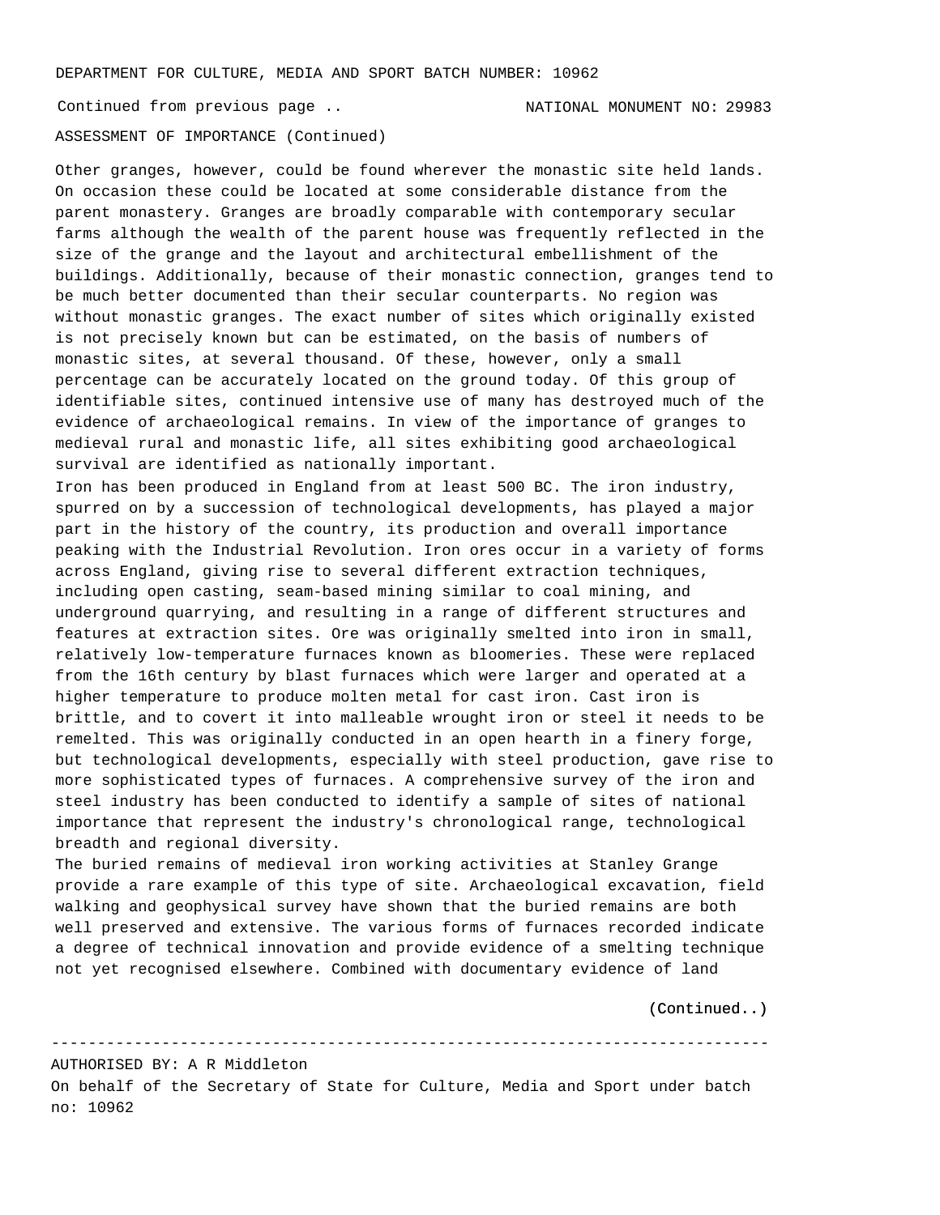DEPARTMENT FOR CULTURE, MEDIA AND SPORT BATCH NUMBER: 10962

Continued from previous page .. NATIONAL MONUMENT NO: 29983

ASSESSMENT OF IMPORTANCE (Continued)

Other granges, however, could be found wherever the monastic site held lands. On occasion these could be located at some considerable distance from the parent monastery. Granges are broadly comparable with contemporary secular farms although the wealth of the parent house was frequently reflected in the size of the grange and the layout and architectural embellishment of the buildings. Additionally, because of their monastic connection, granges tend to be much better documented than their secular counterparts. No region was without monastic granges. The exact number of sites which originally existed is not precisely known but can be estimated, on the basis of numbers of monastic sites, at several thousand. Of these, however, only a small percentage can be accurately located on the ground today. Of this group of identifiable sites, continued intensive use of many has destroyed much of the evidence of archaeological remains. In view of the importance of granges to medieval rural and monastic life, all sites exhibiting good archaeological survival are identified as nationally important.

Iron has been produced in England from at least 500 BC. The iron industry, spurred on by a succession of technological developments, has played a major part in the history of the country, its production and overall importance peaking with the Industrial Revolution. Iron ores occur in a variety of forms across England, giving rise to several different extraction techniques, including open casting, seam-based mining similar to coal mining, and underground quarrying, and resulting in a range of different structures and features at extraction sites. Ore was originally smelted into iron in small, relatively low-temperature furnaces known as bloomeries. These were replaced from the 16th century by blast furnaces which were larger and operated at a higher temperature to produce molten metal for cast iron. Cast iron is brittle, and to covert it into malleable wrought iron or steel it needs to be remelted. This was originally conducted in an open hearth in a finery forge, but technological developments, especially with steel production, gave rise to more sophisticated types of furnaces. A comprehensive survey of the iron and steel industry has been conducted to identify a sample of sites of national importance that represent the industry's chronological range, technological breadth and regional diversity.

The buried remains of medieval iron working activities at Stanley Grange provide a rare example of this type of site. Archaeological excavation, field walking and geophysical survey have shown that the buried remains are both well preserved and extensive. The various forms of furnaces recorded indicate a degree of technical innovation and provide evidence of a smelting technique not yet recognised elsewhere. Combined with documentary evidence of land

(Continued..)

---

AUTHORISED BY: A R Middleton

On behalf of the Secretary of State for Culture, Media and Sport under batch no: 10962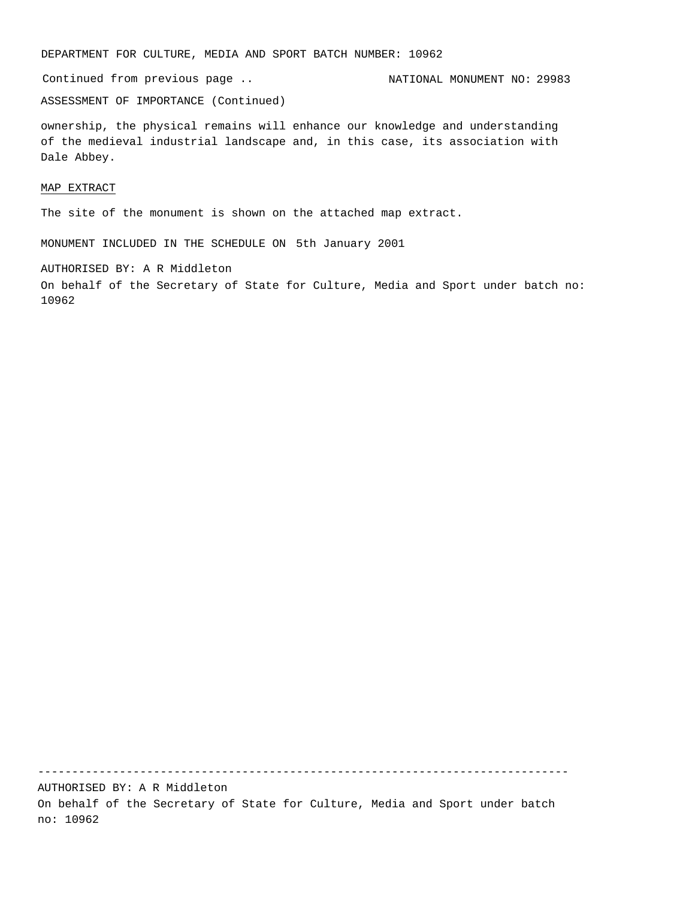DEPARTMENT FOR CULTURE, MEDIA AND SPORT BATCH NUMBER: 10962

Continued from previous page ..

NATIONAL MONUMENT NO: 29983

ASSESSMENT OF IMPORTANCE (Continued)

ownership, the physical remains will enhance our knowledge and understanding of the medieval industrial landscape and, in this case, its association with Dale Abbey.

## MAP EXTRACT

The site of the monument is shown on the attached map extract.

MONUMENT INCLUDED IN THE SCHEDULE ON 5th January 2001

AUTHORISED BY: A R Middleton
On behalf of the Secretary of State for Culture, Media and Sport under batch no: 10962

---

AUTHORISED BY: A R Middleton
On behalf of the Secretary of State for Culture, Media and Sport under batch no: 10962